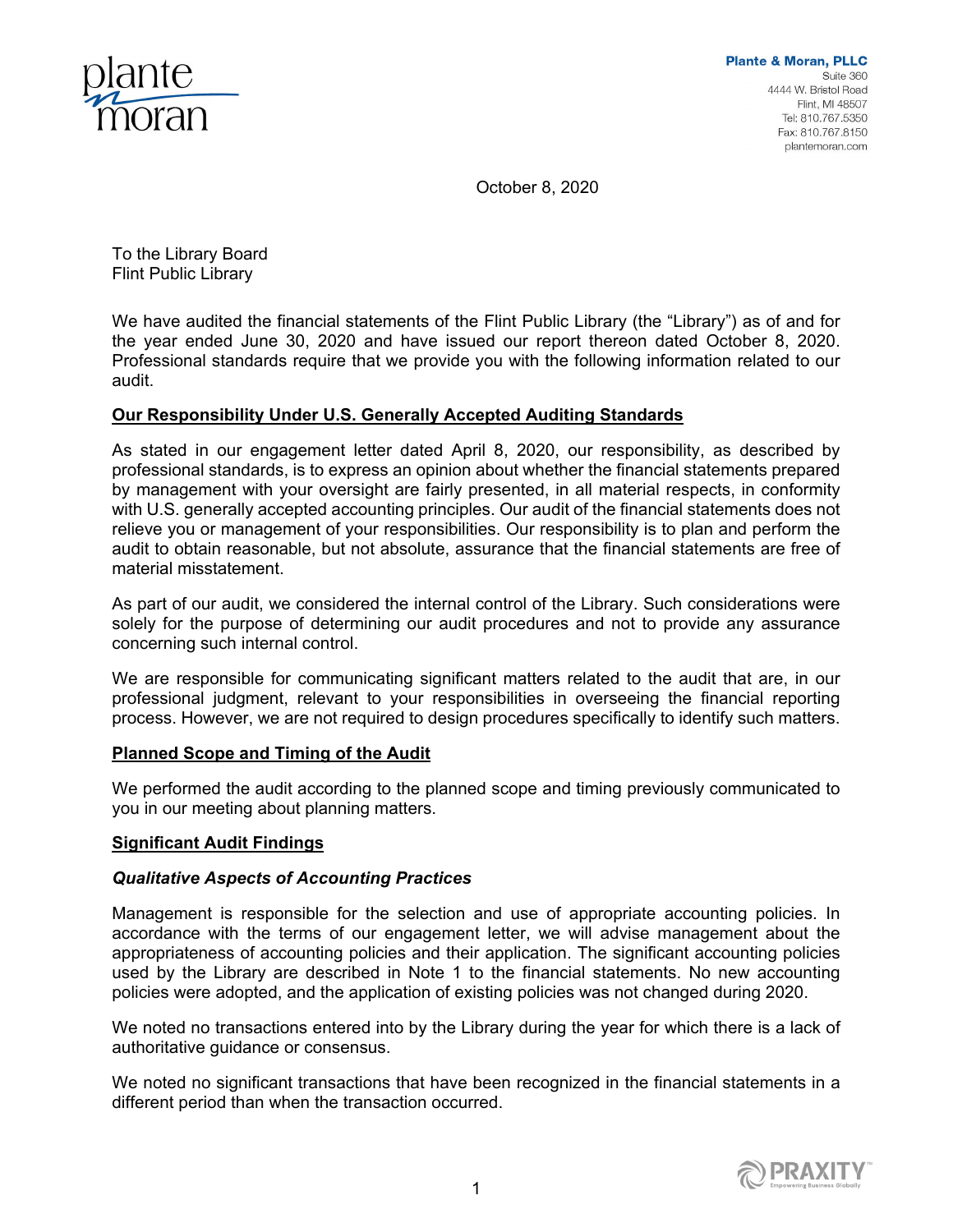**Plante & Moran, PLLC**
Suite 360
4444 W. Bristol Road
Flint, MI 48507
Tel: 810.767.5350
Fax: 810.767.8150
plantemoran.com

October 8, 2020

To the Library Board
Flint Public Library

We have audited the financial statements of the Flint Public Library (the "Library") as of and for the year ended June 30, 2020 and have issued our report thereon dated October 8, 2020. Professional standards require that we provide you with the following information related to our audit.

## Our Responsibility Under U.S. Generally Accepted Auditing Standards

As stated in our engagement letter dated April 8, 2020, our responsibility, as described by professional standards, is to express an opinion about whether the financial statements prepared by management with your oversight are fairly presented, in all material respects, in conformity with U.S. generally accepted accounting principles. Our audit of the financial statements does not relieve you or management of your responsibilities. Our responsibility is to plan and perform the audit to obtain reasonable, but not absolute, assurance that the financial statements are free of material misstatement.

As part of our audit, we considered the internal control of the Library. Such considerations were solely for the purpose of determining our audit procedures and not to provide any assurance concerning such internal control.

We are responsible for communicating significant matters related to the audit that are, in our professional judgment, relevant to your responsibilities in overseeing the financial reporting process. However, we are not required to design procedures specifically to identify such matters.

## Planned Scope and Timing of the Audit

We performed the audit according to the planned scope and timing previously communicated to you in our meeting about planning matters.

## Significant Audit Findings

### *Qualitative Aspects of Accounting Practices*

Management is responsible for the selection and use of appropriate accounting policies. In accordance with the terms of our engagement letter, we will advise management about the appropriateness of accounting policies and their application. The significant accounting policies used by the Library are described in Note 1 to the financial statements. No new accounting policies were adopted, and the application of existing policies was not changed during 2020.

We noted no transactions entered into by the Library during the year for which there is a lack of authoritative guidance or consensus.

We noted no significant transactions that have been recognized in the financial statements in a different period than when the transaction occurred.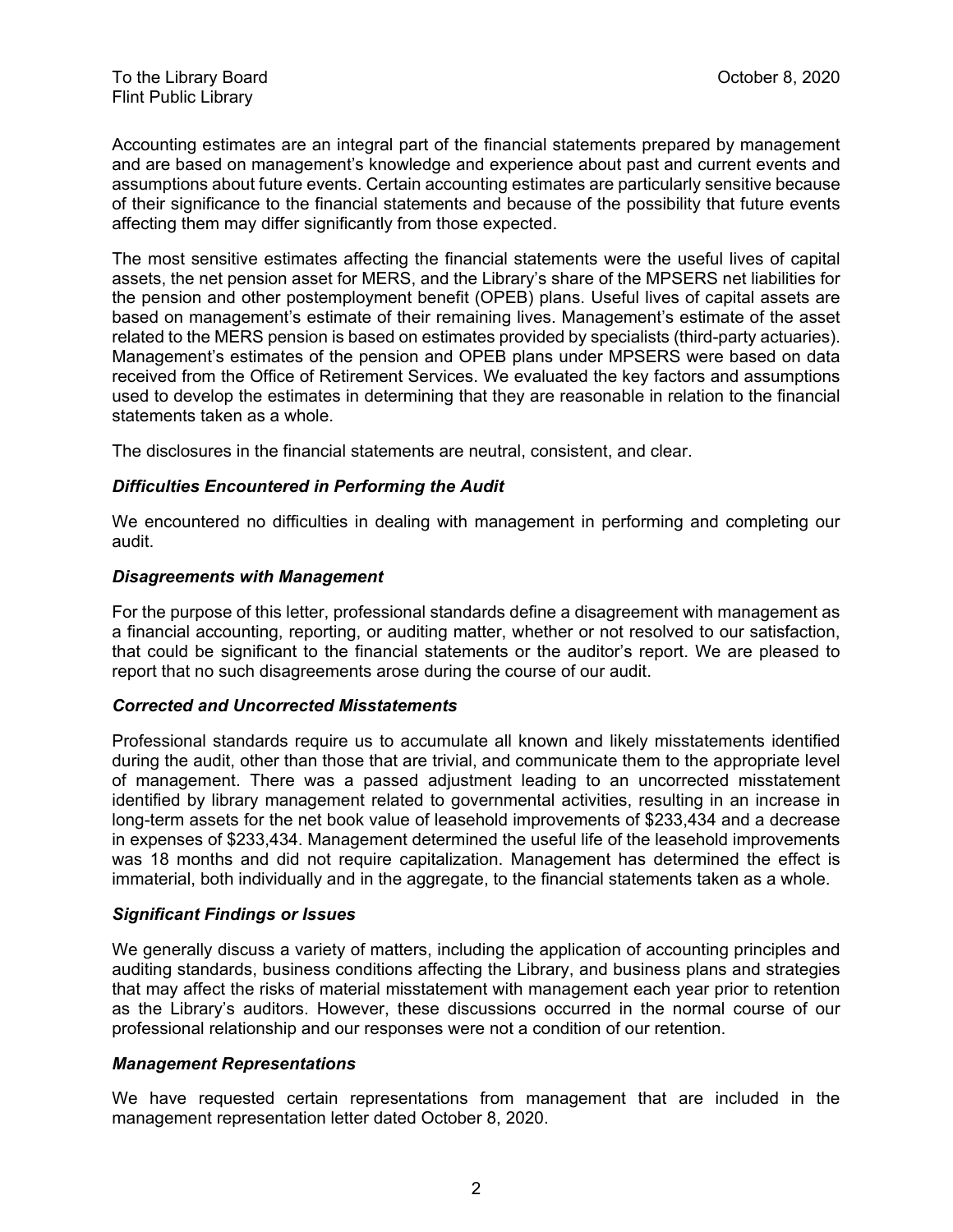To the Library Board
Flint Public Library

October 8, 2020

Accounting estimates are an integral part of the financial statements prepared by management and are based on management's knowledge and experience about past and current events and assumptions about future events. Certain accounting estimates are particularly sensitive because of their significance to the financial statements and because of the possibility that future events affecting them may differ significantly from those expected.

The most sensitive estimates affecting the financial statements were the useful lives of capital assets, the net pension asset for MERS, and the Library's share of the MPSERS net liabilities for the pension and other postemployment benefit (OPEB) plans. Useful lives of capital assets are based on management's estimate of their remaining lives. Management's estimate of the asset related to the MERS pension is based on estimates provided by specialists (third-party actuaries). Management's estimates of the pension and OPEB plans under MPSERS were based on data received from the Office of Retirement Services. We evaluated the key factors and assumptions used to develop the estimates in determining that they are reasonable in relation to the financial statements taken as a whole.

The disclosures in the financial statements are neutral, consistent, and clear.

### *Difficulties Encountered in Performing the Audit*

We encountered no difficulties in dealing with management in performing and completing our audit.

### *Disagreements with Management*

For the purpose of this letter, professional standards define a disagreement with management as a financial accounting, reporting, or auditing matter, whether or not resolved to our satisfaction, that could be significant to the financial statements or the auditor's report. We are pleased to report that no such disagreements arose during the course of our audit.

### *Corrected and Uncorrected Misstatements*

Professional standards require us to accumulate all known and likely misstatements identified during the audit, other than those that are trivial, and communicate them to the appropriate level of management. There was a passed adjustment leading to an uncorrected misstatement identified by library management related to governmental activities, resulting in an increase in long-term assets for the net book value of leasehold improvements of $233,434 and a decrease in expenses of $233,434. Management determined the useful life of the leasehold improvements was 18 months and did not require capitalization. Management has determined the effect is immaterial, both individually and in the aggregate, to the financial statements taken as a whole.

### *Significant Findings or Issues*

We generally discuss a variety of matters, including the application of accounting principles and auditing standards, business conditions affecting the Library, and business plans and strategies that may affect the risks of material misstatement with management each year prior to retention as the Library's auditors. However, these discussions occurred in the normal course of our professional relationship and our responses were not a condition of our retention.

### *Management Representations*

We have requested certain representations from management that are included in the management representation letter dated October 8, 2020.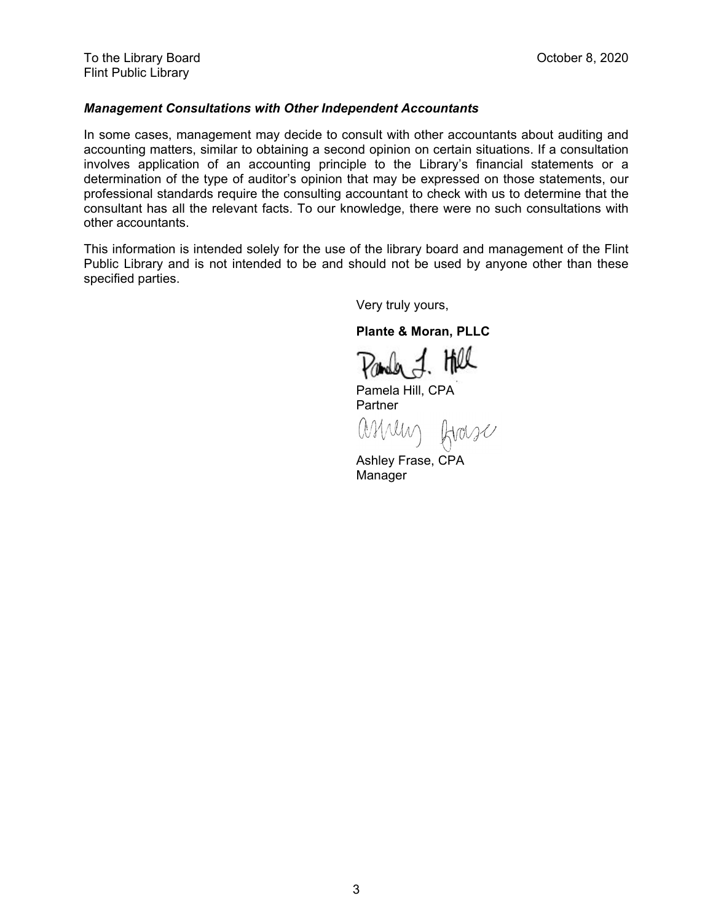To the Library Board
Flint Public Library

October 8, 2020

***Management Consultations with Other Independent Accountants***

In some cases, management may decide to consult with other accountants about auditing and accounting matters, similar to obtaining a second opinion on certain situations. If a consultation involves application of an accounting principle to the Library's financial statements or a determination of the type of auditor's opinion that may be expressed on those statements, our professional standards require the consulting accountant to check with us to determine that the consultant has all the relevant facts. To our knowledge, there were no such consultations with other accountants.

This information is intended solely for the use of the library board and management of the Flint Public Library and is not intended to be and should not be used by anyone other than these specified parties.

Very truly yours,

**Plante & Moran, PLLC**

Pamela Hill, CPA
Partner

Ashley Frase, CPA
Manager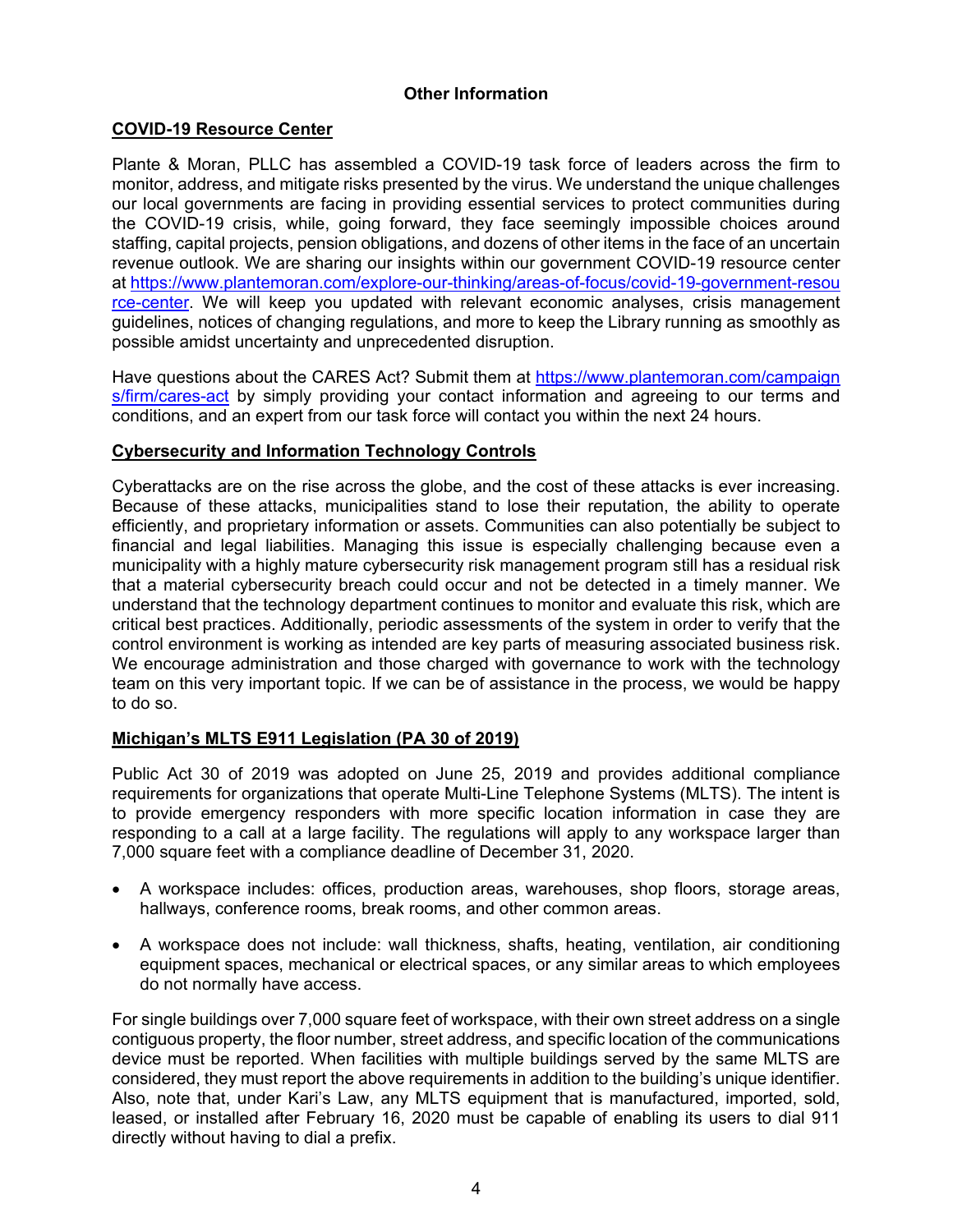## Other Information

### COVID-19 Resource Center

Plante & Moran, PLLC has assembled a COVID-19 task force of leaders across the firm to monitor, address, and mitigate risks presented by the virus. We understand the unique challenges our local governments are facing in providing essential services to protect communities during the COVID-19 crisis, while, going forward, they face seemingly impossible choices around staffing, capital projects, pension obligations, and dozens of other items in the face of an uncertain revenue outlook. We are sharing our insights within our government COVID-19 resource center at [https://www.plantemoran.com/explore-our-thinking/areas-of-focus/covid-19-government-resource-center](https://www.plantemoran.com/explore-our-thinking/areas-of-focus/covid-19-government-resource-center). We will keep you updated with relevant economic analyses, crisis management guidelines, notices of changing regulations, and more to keep the Library running as smoothly as possible amidst uncertainty and unprecedented disruption.

Have questions about the CARES Act? Submit them at [https://www.plantemoran.com/campaigns/firm/cares-act](https://www.plantemoran.com/campaigns/firm/cares-act) by simply providing your contact information and agreeing to our terms and conditions, and an expert from our task force will contact you within the next 24 hours.

### Cybersecurity and Information Technology Controls

Cyberattacks are on the rise across the globe, and the cost of these attacks is ever increasing. Because of these attacks, municipalities stand to lose their reputation, the ability to operate efficiently, and proprietary information or assets. Communities can also potentially be subject to financial and legal liabilities. Managing this issue is especially challenging because even a municipality with a highly mature cybersecurity risk management program still has a residual risk that a material cybersecurity breach could occur and not be detected in a timely manner. We understand that the technology department continues to monitor and evaluate this risk, which are critical best practices. Additionally, periodic assessments of the system in order to verify that the control environment is working as intended are key parts of measuring associated business risk. We encourage administration and those charged with governance to work with the technology team on this very important topic. If we can be of assistance in the process, we would be happy to do so.

### Michigan's MLTS E911 Legislation (PA 30 of 2019)

Public Act 30 of 2019 was adopted on June 25, 2019 and provides additional compliance requirements for organizations that operate Multi-Line Telephone Systems (MLTS). The intent is to provide emergency responders with more specific location information in case they are responding to a call at a large facility. The regulations will apply to any workspace larger than 7,000 square feet with a compliance deadline of December 31, 2020.

- A workspace includes: offices, production areas, warehouses, shop floors, storage areas, hallways, conference rooms, break rooms, and other common areas.
- A workspace does not include: wall thickness, shafts, heating, ventilation, air conditioning equipment spaces, mechanical or electrical spaces, or any similar areas to which employees do not normally have access.

For single buildings over 7,000 square feet of workspace, with their own street address on a single contiguous property, the floor number, street address, and specific location of the communications device must be reported. When facilities with multiple buildings served by the same MLTS are considered, they must report the above requirements in addition to the building's unique identifier. Also, note that, under Kari's Law, any MLTS equipment that is manufactured, imported, sold, leased, or installed after February 16, 2020 must be capable of enabling its users to dial 911 directly without having to dial a prefix.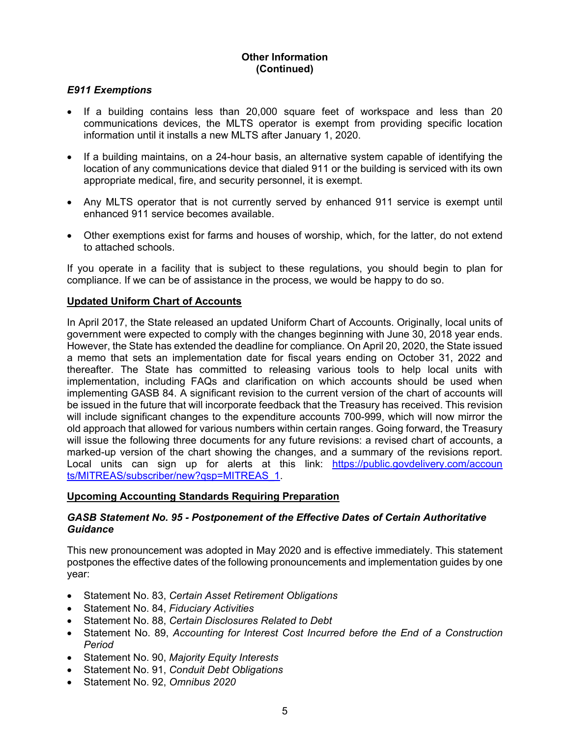## Other Information (Continued)

### *E911 Exemptions*

- If a building contains less than 20,000 square feet of workspace and less than 20 communications devices, the MLTS operator is exempt from providing specific location information until it installs a new MLTS after January 1, 2020.
- If a building maintains, on a 24-hour basis, an alternative system capable of identifying the location of any communications device that dialed 911 or the building is serviced with its own appropriate medical, fire, and security personnel, it is exempt.
- Any MLTS operator that is not currently served by enhanced 911 service is exempt until enhanced 911 service becomes available.
- Other exemptions exist for farms and houses of worship, which, for the latter, do not extend to attached schools.

If you operate in a facility that is subject to these regulations, you should begin to plan for compliance. If we can be of assistance in the process, we would be happy to do so.

## Updated Uniform Chart of Accounts

In April 2017, the State released an updated Uniform Chart of Accounts. Originally, local units of government were expected to comply with the changes beginning with June 30, 2018 year ends. However, the State has extended the deadline for compliance. On April 20, 2020, the State issued a memo that sets an implementation date for fiscal years ending on October 31, 2022 and thereafter. The State has committed to releasing various tools to help local units with implementation, including FAQs and clarification on which accounts should be used when implementing GASB 84. A significant revision to the current version of the chart of accounts will be issued in the future that will incorporate feedback that the Treasury has received. This revision will include significant changes to the expenditure accounts 700-999, which will now mirror the old approach that allowed for various numbers within certain ranges. Going forward, the Treasury will issue the following three documents for any future revisions: a revised chart of accounts, a marked-up version of the chart showing the changes, and a summary of the revisions report. Local units can sign up for alerts at this link: [https://public.govdelivery.com/accounts/MITREAS/subscriber/new?qsp=MITREAS_1](https://public.govdelivery.com/accounts/MITREAS/subscriber/new?qsp=MITREAS_1).

## Upcoming Accounting Standards Requiring Preparation

### *GASB Statement No. 95 - Postponement of the Effective Dates of Certain Authoritative Guidance*

This new pronouncement was adopted in May 2020 and is effective immediately. This statement postpones the effective dates of the following pronouncements and implementation guides by one year:

- Statement No. 83, *Certain Asset Retirement Obligations*
- Statement No. 84, *Fiduciary Activities*
- Statement No. 88, *Certain Disclosures Related to Debt*
- Statement No. 89, *Accounting for Interest Cost Incurred before the End of a Construction Period*
- Statement No. 90, *Majority Equity Interests*
- Statement No. 91, *Conduit Debt Obligations*
- Statement No. 92, *Omnibus 2020*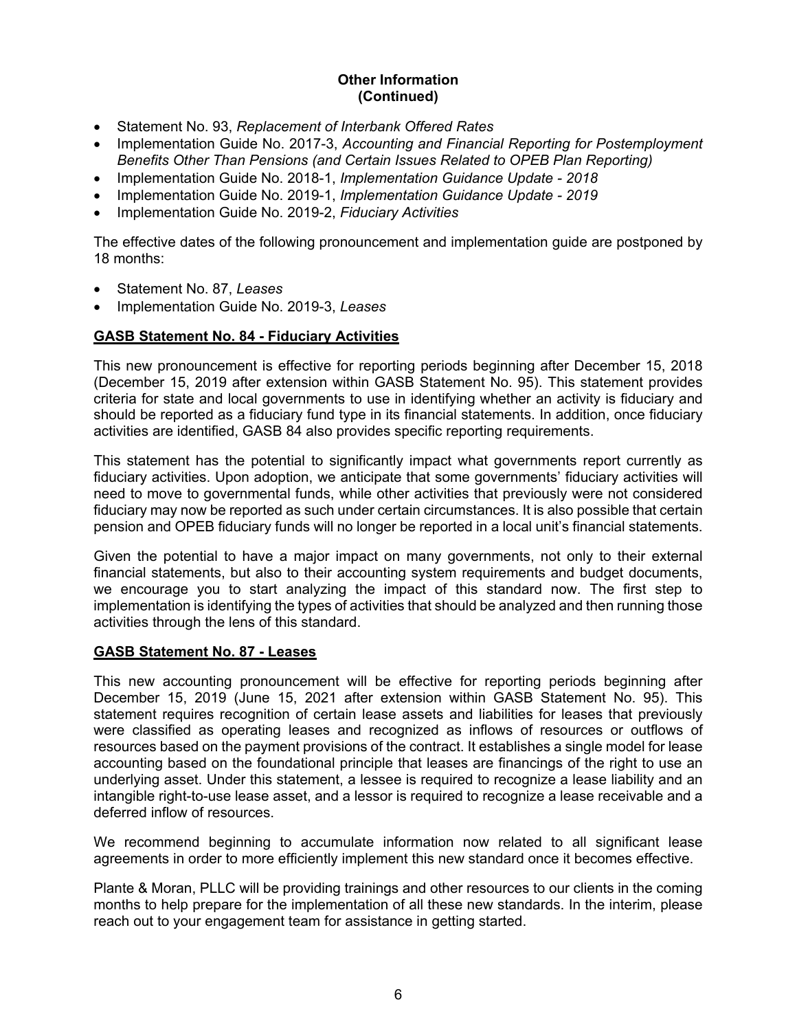## Other Information
## (Continued)

- Statement No. 93, *Replacement of Interbank Offered Rates*
- Implementation Guide No. 2017-3, *Accounting and Financial Reporting for Postemployment Benefits Other Than Pensions (and Certain Issues Related to OPEB Plan Reporting)*
- Implementation Guide No. 2018-1, *Implementation Guidance Update - 2018*
- Implementation Guide No. 2019-1, *Implementation Guidance Update - 2019*
- Implementation Guide No. 2019-2, *Fiduciary Activities*

The effective dates of the following pronouncement and implementation guide are postponed by 18 months:

- Statement No. 87, *Leases*
- Implementation Guide No. 2019-3, *Leases*

### GASB Statement No. 84 - Fiduciary Activities

This new pronouncement is effective for reporting periods beginning after December 15, 2018 (December 15, 2019 after extension within GASB Statement No. 95). This statement provides criteria for state and local governments to use in identifying whether an activity is fiduciary and should be reported as a fiduciary fund type in its financial statements. In addition, once fiduciary activities are identified, GASB 84 also provides specific reporting requirements.

This statement has the potential to significantly impact what governments report currently as fiduciary activities. Upon adoption, we anticipate that some governments' fiduciary activities will need to move to governmental funds, while other activities that previously were not considered fiduciary may now be reported as such under certain circumstances. It is also possible that certain pension and OPEB fiduciary funds will no longer be reported in a local unit's financial statements.

Given the potential to have a major impact on many governments, not only to their external financial statements, but also to their accounting system requirements and budget documents, we encourage you to start analyzing the impact of this standard now. The first step to implementation is identifying the types of activities that should be analyzed and then running those activities through the lens of this standard.

### GASB Statement No. 87 - Leases

This new accounting pronouncement will be effective for reporting periods beginning after December 15, 2019 (June 15, 2021 after extension within GASB Statement No. 95). This statement requires recognition of certain lease assets and liabilities for leases that previously were classified as operating leases and recognized as inflows of resources or outflows of resources based on the payment provisions of the contract. It establishes a single model for lease accounting based on the foundational principle that leases are financings of the right to use an underlying asset. Under this statement, a lessee is required to recognize a lease liability and an intangible right-to-use lease asset, and a lessor is required to recognize a lease receivable and a deferred inflow of resources.

We recommend beginning to accumulate information now related to all significant lease agreements in order to more efficiently implement this new standard once it becomes effective.

Plante & Moran, PLLC will be providing trainings and other resources to our clients in the coming months to help prepare for the implementation of all these new standards. In the interim, please reach out to your engagement team for assistance in getting started.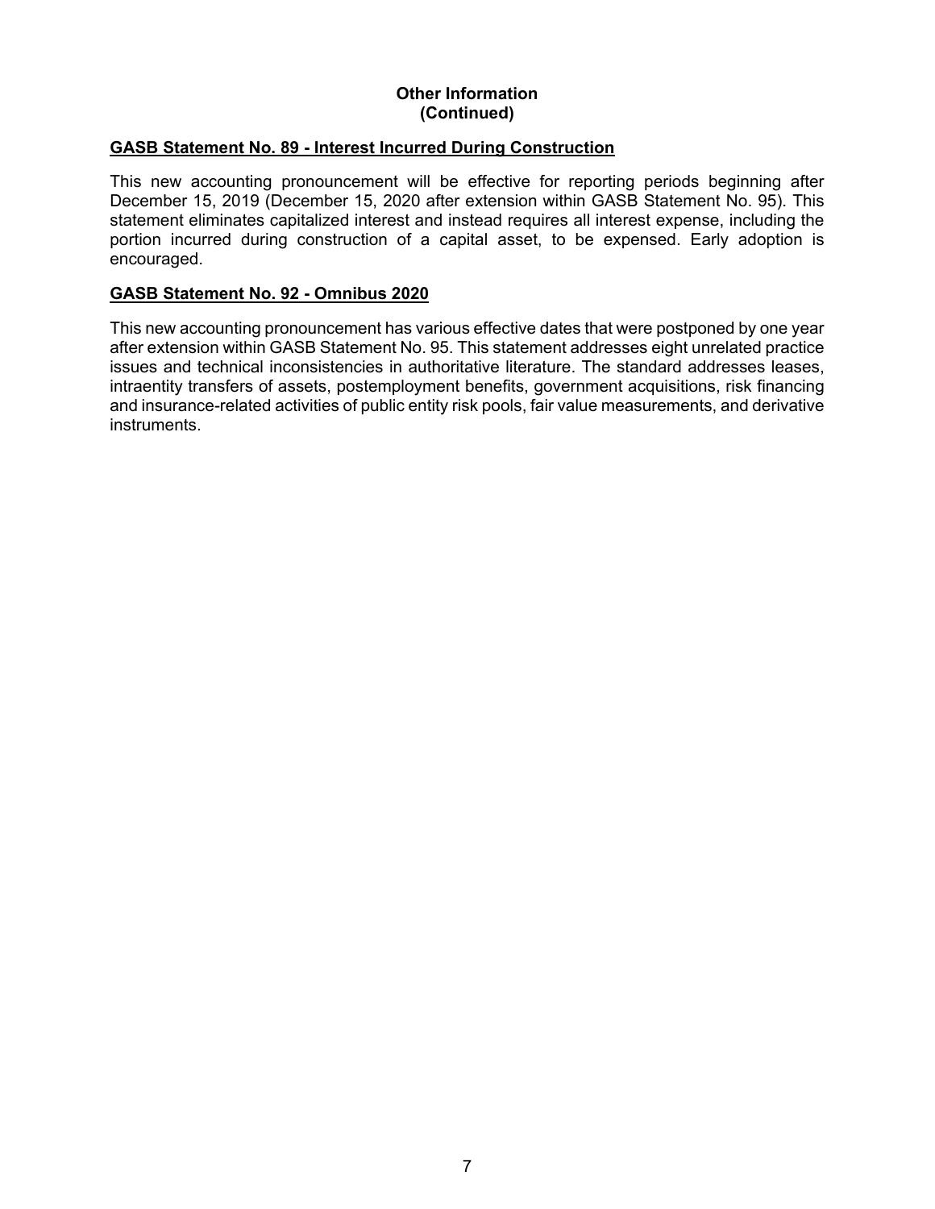**Other Information**
**(Continued)**

**GASB Statement No. 89 - Interest Incurred During Construction**

This new accounting pronouncement will be effective for reporting periods beginning after December 15, 2019 (December 15, 2020 after extension within GASB Statement No. 95). This statement eliminates capitalized interest and instead requires all interest expense, including the portion incurred during construction of a capital asset, to be expensed. Early adoption is encouraged.

**GASB Statement No. 92 - Omnibus 2020**

This new accounting pronouncement has various effective dates that were postponed by one year after extension within GASB Statement No. 95. This statement addresses eight unrelated practice issues and technical inconsistencies in authoritative literature. The standard addresses leases, intraentity transfers of assets, postemployment benefits, government acquisitions, risk financing and insurance-related activities of public entity risk pools, fair value measurements, and derivative instruments.